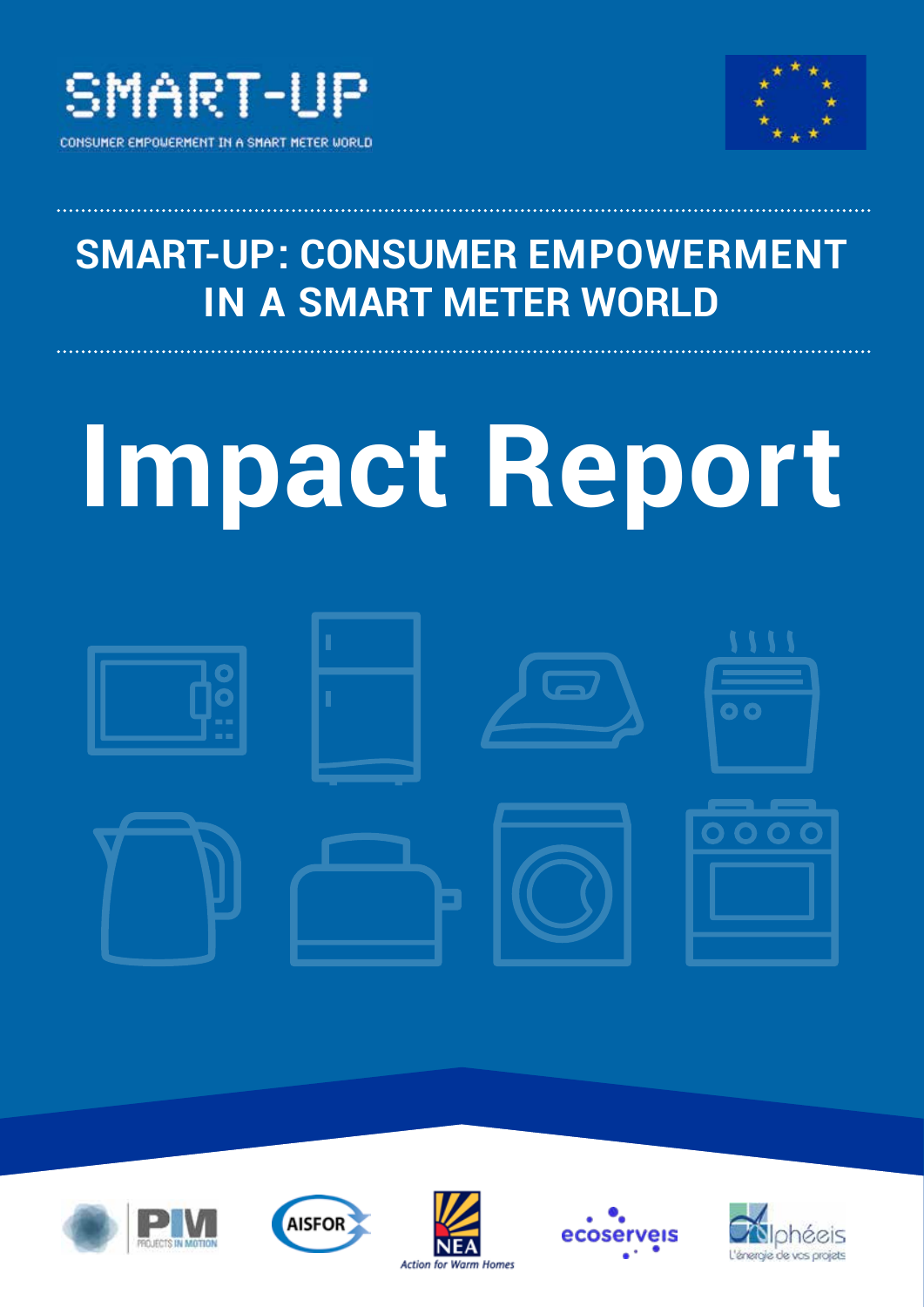SMART-UP

CONSUMER EMPOWERMENT IN A SMART METER WORLD

## SMART-UP: CONSUMER EMPOWERMENT IN A SMART METER WORLD

# Impact Report

PIM PROJECTS IN MOTION

AISFOR

NEA Action for Warm Homes

ecoserveis

Alphéeis L'énergie de vos projets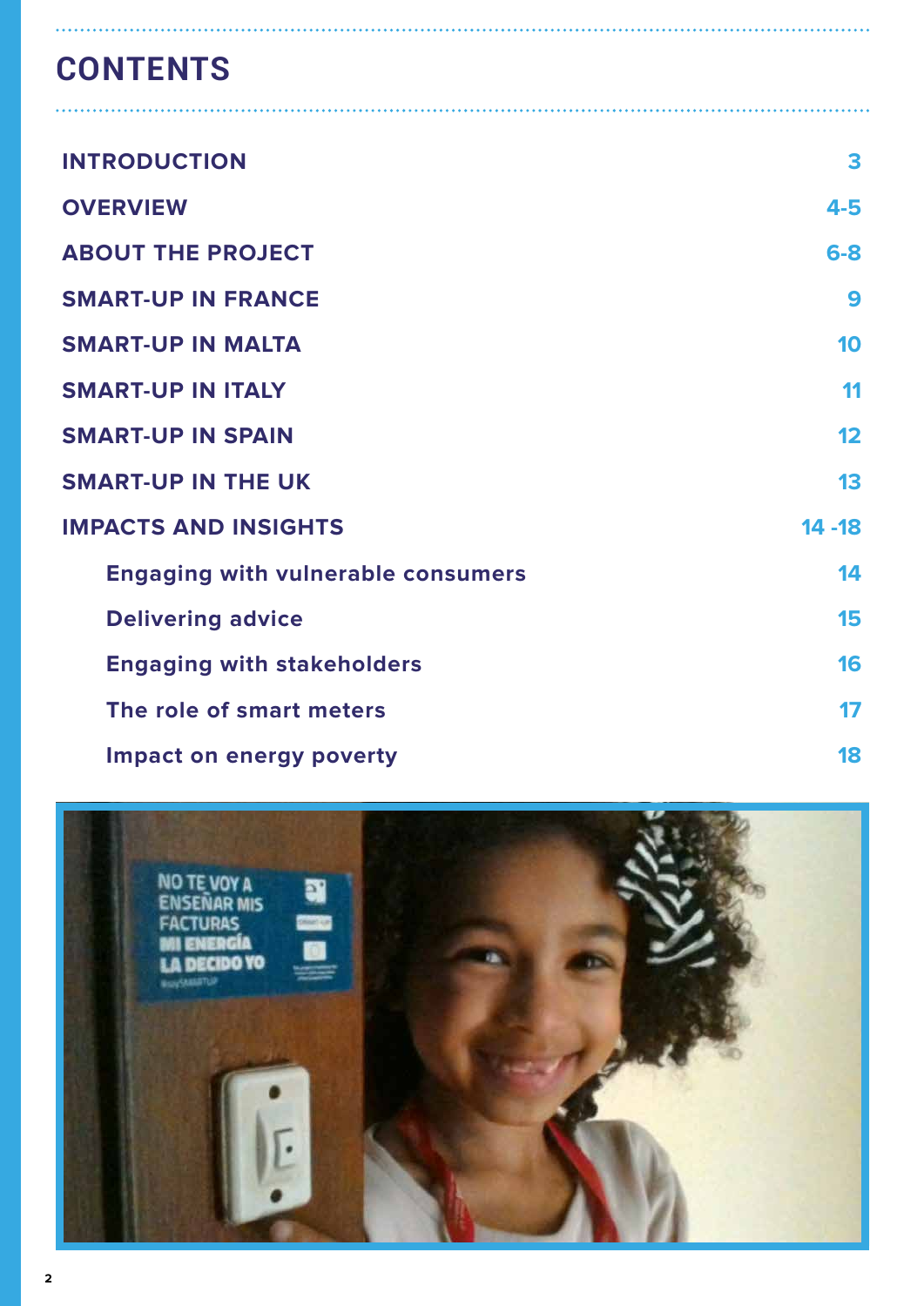# CONTENTS

| | |
|---|---|
| **INTRODUCTION** | 3 |
| **OVERVIEW** | 4-5 |
| **ABOUT THE PROJECT** | 6-8 |
| **SMART-UP IN FRANCE** | 9 |
| **SMART-UP IN MALTA** | 10 |
| **SMART-UP IN ITALY** | 11 |
| **SMART-UP IN SPAIN** | 12 |
| **SMART-UP IN THE UK** | 13 |
| **IMPACTS AND INSIGHTS** | 14 -18 |
| Engaging with vulnerable consumers | 14 |
| Delivering advice | 15 |
| Engaging with stakeholders | 16 |
| The role of smart meters | 17 |
| Impact on energy poverty | 18 |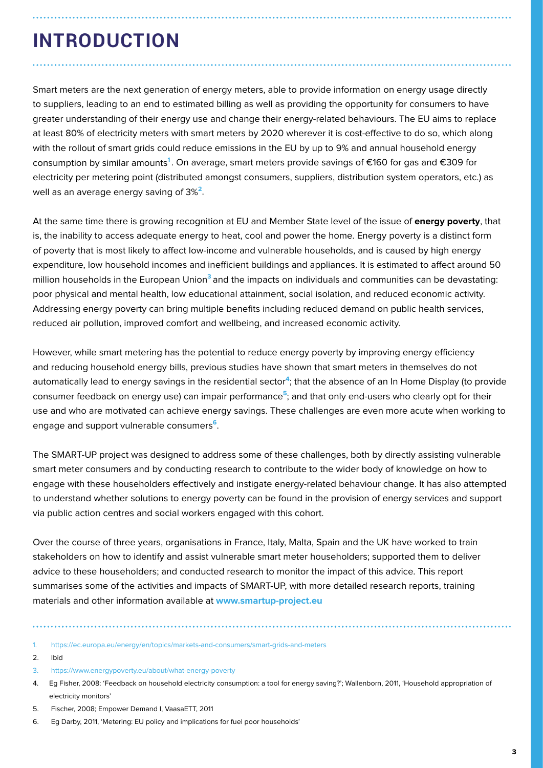# INTRODUCTION

Smart meters are the next generation of energy meters, able to provide information on energy usage directly to suppliers, leading to an end to estimated billing as well as providing the opportunity for consumers to have greater understanding of their energy use and change their energy-related behaviours. The EU aims to replace at least 80% of electricity meters with smart meters by 2020 wherever it is cost-effective to do so, which along with the rollout of smart grids could reduce emissions in the EU by up to 9% and annual household energy consumption by similar amounts[1]. On average, smart meters provide savings of €160 for gas and €309 for electricity per metering point (distributed amongst consumers, suppliers, distribution system operators, etc.) as well as an average energy saving of 3%[2].

At the same time there is growing recognition at EU and Member State level of the issue of **energy poverty**, that is, the inability to access adequate energy to heat, cool and power the home. Energy poverty is a distinct form of poverty that is most likely to affect low-income and vulnerable households, and is caused by high energy expenditure, low household incomes and inefficient buildings and appliances. It is estimated to affect around 50 million households in the European Union[3] and the impacts on individuals and communities can be devastating: poor physical and mental health, low educational attainment, social isolation, and reduced economic activity. Addressing energy poverty can bring multiple benefits including reduced demand on public health services, reduced air pollution, improved comfort and wellbeing, and increased economic activity.

However, while smart metering has the potential to reduce energy poverty by improving energy efficiency and reducing household energy bills, previous studies have shown that smart meters in themselves do not automatically lead to energy savings in the residential sector[4]; that the absence of an In Home Display (to provide consumer feedback on energy use) can impair performance[5]; and that only end-users who clearly opt for their use and who are motivated can achieve energy savings. These challenges are even more acute when working to engage and support vulnerable consumers[6].

The SMART-UP project was designed to address some of these challenges, both by directly assisting vulnerable smart meter consumers and by conducting research to contribute to the wider body of knowledge on how to engage with these householders effectively and instigate energy-related behaviour change. It has also attempted to understand whether solutions to energy poverty can be found in the provision of energy services and support via public action centres and social workers engaged with this cohort.

Over the course of three years, organisations in France, Italy, Malta, Spain and the UK have worked to train stakeholders on how to identify and assist vulnerable smart meter householders; supported them to deliver advice to these householders; and conducted research to monitor the impact of this advice. This report summarises some of the activities and impacts of SMART-UP, with more detailed research reports, training materials and other information available at **www.smartup-project.eu**

1. https://ec.europa.eu/energy/en/topics/markets-and-consumers/smart-grids-and-meters
2. Ibid
3. https://www.energypoverty.eu/about/what-energy-poverty
4. Eg Fisher, 2008: 'Feedback on household electricity consumption: a tool for energy saving?'; Wallenborn, 2011, 'Household appropriation of electricity monitors'
5. Fischer, 2008; Empower Demand I, VaasaETT, 2011
6. Eg Darby, 2011, 'Metering: EU policy and implications for fuel poor households'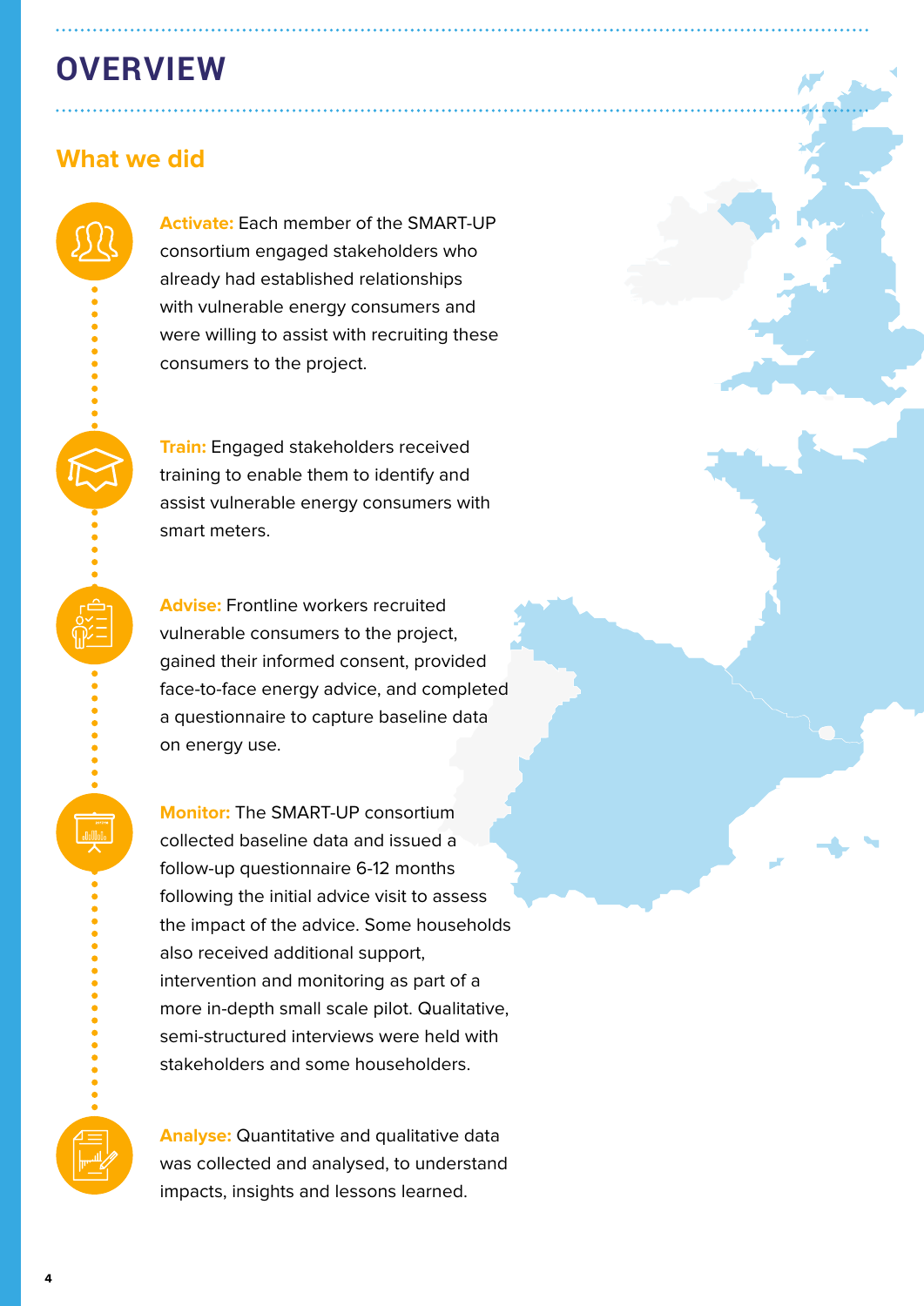# OVERVIEW

## What we did

**Activate:** Each member of the SMART-UP consortium engaged stakeholders who already had established relationships with vulnerable energy consumers and were willing to assist with recruiting these consumers to the project.

**Train:** Engaged stakeholders received training to enable them to identify and assist vulnerable energy consumers with smart meters.

**Advise:** Frontline workers recruited vulnerable consumers to the project, gained their informed consent, provided face-to-face energy advice, and completed a questionnaire to capture baseline data on energy use.

**Monitor:** The SMART-UP consortium collected baseline data and issued a follow-up questionnaire 6-12 months following the initial advice visit to assess the impact of the advice. Some households also received additional support, intervention and monitoring as part of a more in-depth small scale pilot. Qualitative, semi-structured interviews were held with stakeholders and some householders.

**Analyse:** Quantitative and qualitative data was collected and analysed, to understand impacts, insights and lessons learned.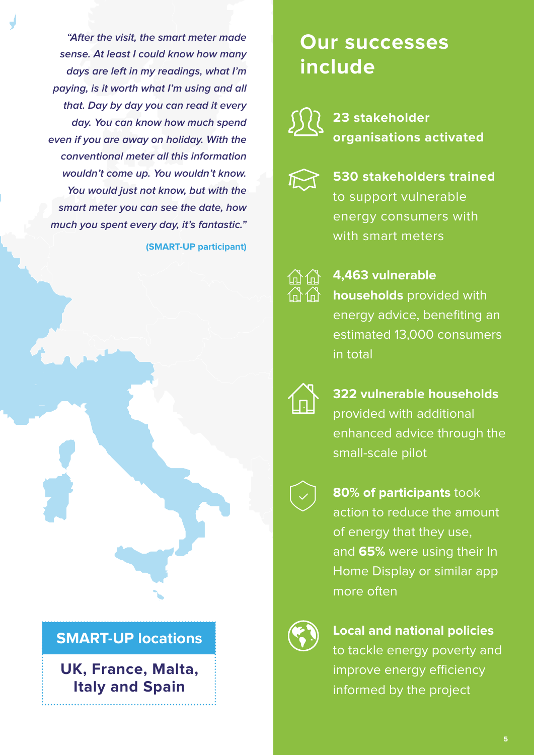*"After the visit, the smart meter made sense. At least I could know how many days are left in my readings, what I'm paying, is it worth what I'm using and all that. Day by day you can read it every day. You can know how much spend even if you are away on holiday. With the conventional meter all this information wouldn't come up. You wouldn't know. You would just not know, but with the smart meter you can see the date, how much you spent every day, it's fantastic."*

**(SMART-UP participant)**

**SMART-UP locations**

**UK, France, Malta, Italy and Spain**

## Our successes include

**23 stakeholder organisations activated**

**530 stakeholders trained** to support vulnerable energy consumers with with smart meters

**4,463 vulnerable households** provided with energy advice, benefiting an estimated 13,000 consumers in total

**322 vulnerable households** provided with additional enhanced advice through the small-scale pilot

**80% of participants** took action to reduce the amount of energy that they use, and **65%** were using their In Home Display or similar app more often

**Local and national policies** to tackle energy poverty and improve energy efficiency informed by the project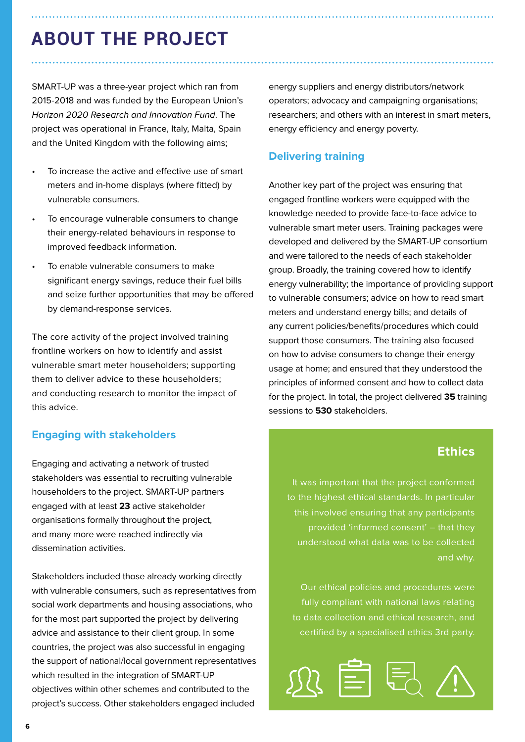# ABOUT THE PROJECT

SMART-UP was a three-year project which ran from 2015-2018 and was funded by the European Union's *Horizon 2020 Research and Innovation Fund*. The project was operational in France, Italy, Malta, Spain and the United Kingdom with the following aims;

- To increase the active and effective use of smart meters and in-home displays (where fitted) by vulnerable consumers.
- To encourage vulnerable consumers to change their energy-related behaviours in response to improved feedback information.
- To enable vulnerable consumers to make significant energy savings, reduce their fuel bills and seize further opportunities that may be offered by demand-response services.

The core activity of the project involved training frontline workers on how to identify and assist vulnerable smart meter householders; supporting them to deliver advice to these householders; and conducting research to monitor the impact of this advice.

## Engaging with stakeholders

Engaging and activating a network of trusted stakeholders was essential to recruiting vulnerable householders to the project. SMART-UP partners engaged with at least **23** active stakeholder organisations formally throughout the project, and many more were reached indirectly via dissemination activities.

Stakeholders included those already working directly with vulnerable consumers, such as representatives from social work departments and housing associations, who for the most part supported the project by delivering advice and assistance to their client group. In some countries, the project was also successful in engaging the support of national/local government representatives which resulted in the integration of SMART-UP objectives within other schemes and contributed to the project's success. Other stakeholders engaged included energy suppliers and energy distributors/network operators; advocacy and campaigning organisations; researchers; and others with an interest in smart meters, energy efficiency and energy poverty.

## Delivering training

Another key part of the project was ensuring that engaged frontline workers were equipped with the knowledge needed to provide face-to-face advice to vulnerable smart meter users. Training packages were developed and delivered by the SMART-UP consortium and were tailored to the needs of each stakeholder group. Broadly, the training covered how to identify energy vulnerability; the importance of providing support to vulnerable consumers; advice on how to read smart meters and understand energy bills; and details of any current policies/benefits/procedures which could support those consumers. The training also focused on how to advise consumers to change their energy usage at home; and ensured that they understood the principles of informed consent and how to collect data for the project. In total, the project delivered **35** training sessions to **530** stakeholders.

## Ethics

It was important that the project conformed to the highest ethical standards. In particular this involved ensuring that any participants provided 'informed consent' – that they understood what data was to be collected and why.

Our ethical policies and procedures were fully compliant with national laws relating to data collection and ethical research, and certified by a specialised ethics 3rd party.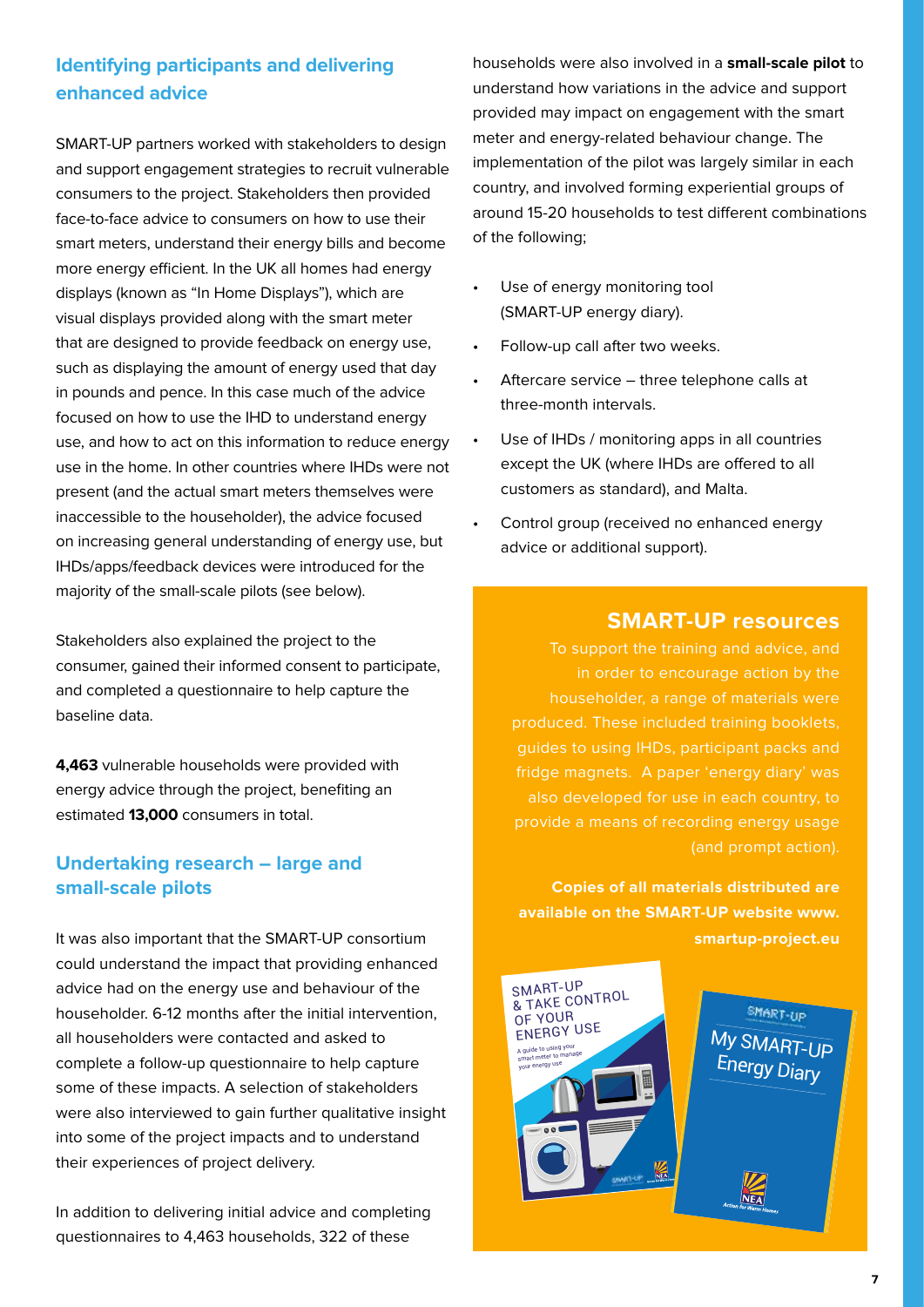## Identifying participants and delivering enhanced advice

SMART-UP partners worked with stakeholders to design and support engagement strategies to recruit vulnerable consumers to the project. Stakeholders then provided face-to-face advice to consumers on how to use their smart meters, understand their energy bills and become more energy efficient. In the UK all homes had energy displays (known as "In Home Displays"), which are visual displays provided along with the smart meter that are designed to provide feedback on energy use, such as displaying the amount of energy used that day in pounds and pence. In this case much of the advice focused on how to use the IHD to understand energy use, and how to act on this information to reduce energy use in the home. In other countries where IHDs were not present (and the actual smart meters themselves were inaccessible to the householder), the advice focused on increasing general understanding of energy use, but IHDs/apps/feedback devices were introduced for the majority of the small-scale pilots (see below).

Stakeholders also explained the project to the consumer, gained their informed consent to participate, and completed a questionnaire to help capture the baseline data.

**4,463** vulnerable households were provided with energy advice through the project, benefiting an estimated **13,000** consumers in total.

## Undertaking research – large and small-scale pilots

It was also important that the SMART-UP consortium could understand the impact that providing enhanced advice had on the energy use and behaviour of the householder. 6-12 months after the initial intervention, all householders were contacted and asked to complete a follow-up questionnaire to help capture some of these impacts. A selection of stakeholders were also interviewed to gain further qualitative insight into some of the project impacts and to understand their experiences of project delivery.

In addition to delivering initial advice and completing questionnaires to 4,463 households, 322 of these households were also involved in a **small-scale pilot** to understand how variations in the advice and support provided may impact on engagement with the smart meter and energy-related behaviour change. The implementation of the pilot was largely similar in each country, and involved forming experiential groups of around 15-20 households to test different combinations of the following;

- Use of energy monitoring tool (SMART-UP energy diary).
- Follow-up call after two weeks.
- Aftercare service – three telephone calls at three-month intervals.
- Use of IHDs / monitoring apps in all countries except the UK (where IHDs are offered to all customers as standard), and Malta.
- Control group (received no enhanced energy advice or additional support).

## SMART-UP resources

To support the training and advice, and in order to encourage action by the householder, a range of materials were produced. These included training booklets, guides to using IHDs, participant packs and fridge magnets. A paper 'energy diary' was also developed for use in each country, to provide a means of recording energy usage (and prompt action).

**Copies of all materials distributed are available on the SMART-UP website www.smartup-project.eu**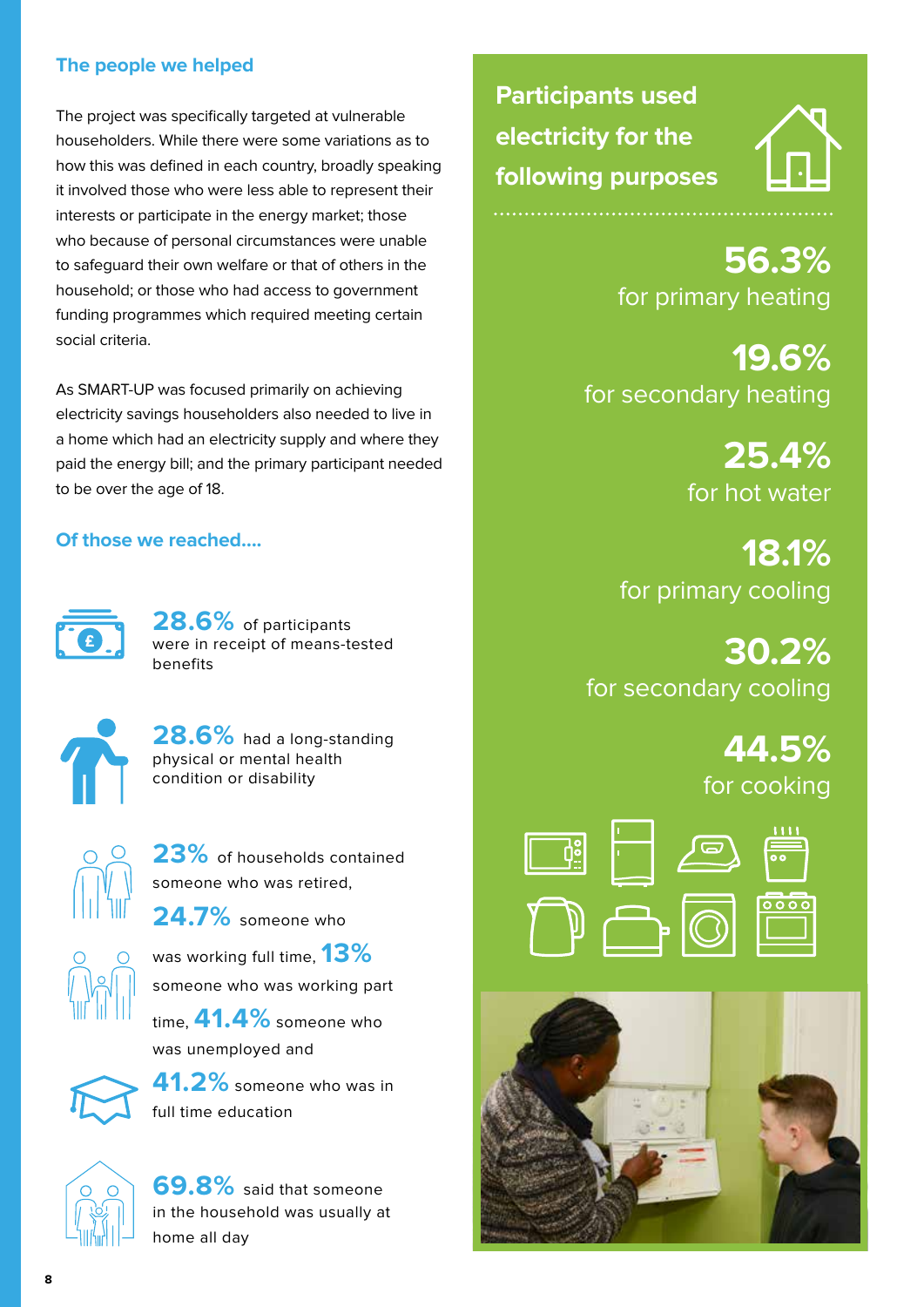## The people we helped

The project was specifically targeted at vulnerable householders. While there were some variations as to how this was defined in each country, broadly speaking it involved those who were less able to represent their interests or participate in the energy market; those who because of personal circumstances were unable to safeguard their own welfare or that of others in the household; or those who had access to government funding programmes which required meeting certain social criteria.

As SMART-UP was focused primarily on achieving electricity savings householders also needed to live in a home which had an electricity supply and where they paid the energy bill; and the primary participant needed to be over the age of 18.

### Of those we reached....

**28.6%** of participants were in receipt of means-tested benefits

**28.6%** had a long-standing physical or mental health condition or disability

**23%** of households contained someone who was retired, **24.7%** someone who was working full time, **13%** someone who was working part time, **41.4%** someone who was unemployed and **41.2%** someone who was in full time education

**69.8%** said that someone in the household was usually at home all day

### Participants used electricity for the following purposes

**56.3%** for primary heating

**19.6%** for secondary heating

**25.4%** for hot water

**18.1%** for primary cooling

**30.2%** for secondary cooling

**44.5%** for cooking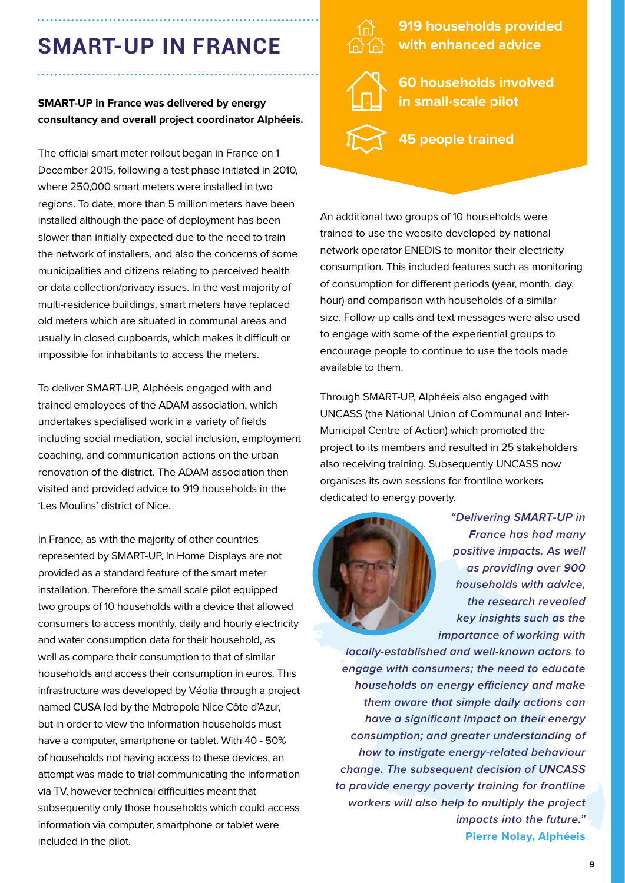# SMART-UP IN FRANCE

**SMART-UP in France was delivered by energy consultancy and overall project coordinator Alphéeis.**

The official smart meter rollout began in France on 1 December 2015, following a test phase initiated in 2010, where 250,000 smart meters were installed in two regions. To date, more than 5 million meters have been installed although the pace of deployment has been slower than initially expected due to the need to train the network of installers, and also the concerns of some municipalities and citizens relating to perceived health or data collection/privacy issues. In the vast majority of multi-residence buildings, smart meters have replaced old meters which are situated in communal areas and usually in closed cupboards, which makes it difficult or impossible for inhabitants to access the meters.

To deliver SMART-UP, Alphéeis engaged with and trained employees of the ADAM association, which undertakes specialised work in a variety of fields including social mediation, social inclusion, employment coaching, and communication actions on the urban renovation of the district. The ADAM association then visited and provided advice to 919 households in the 'Les Moulins' district of Nice.

In France, as with the majority of other countries represented by SMART-UP, In Home Displays are not provided as a standard feature of the smart meter installation. Therefore the small scale pilot equipped two groups of 10 households with a device that allowed consumers to access monthly, daily and hourly electricity and water consumption data for their household, as well as compare their consumption to that of similar households and access their consumption in euros. This infrastructure was developed by Véolia through a project named CUSA led by the Metropole Nice Côte d'Azur, but in order to view the information households must have a computer, smartphone or tablet. With 40 - 50% of households not having access to these devices, an attempt was made to trial communicating the information via TV, however technical difficulties meant that subsequently only those households which could access information via computer, smartphone or tablet were included in the pilot.

**919 households provided with enhanced advice**

**60 households involved in small-scale pilot**

**45 people trained**

An additional two groups of 10 households were trained to use the website developed by national network operator ENEDIS to monitor their electricity consumption. This included features such as monitoring of consumption for different periods (year, month, day, hour) and comparison with households of a similar size. Follow-up calls and text messages were also used to engage with some of the experiential groups to encourage people to continue to use the tools made available to them.

Through SMART-UP, Alphéeis also engaged with UNCASS (the National Union of Communal and Inter-Municipal Centre of Action) which promoted the project to its members and resulted in 25 stakeholders also receiving training. Subsequently UNCASS now organises its own sessions for frontline workers dedicated to energy poverty.

***"Delivering SMART-UP in France has had many positive impacts. As well as providing over 900 households with advice, the research revealed key insights such as the importance of working with locally-established and well-known actors to engage with consumers; the need to educate households on energy efficiency and make them aware that simple daily actions can have a significant impact on their energy consumption; and greater understanding of how to instigate energy-related behaviour change. The subsequent decision of UNCASS to provide energy poverty training for frontline workers will also help to multiply the project impacts into the future."***

**Pierre Nolay, Alphéeis**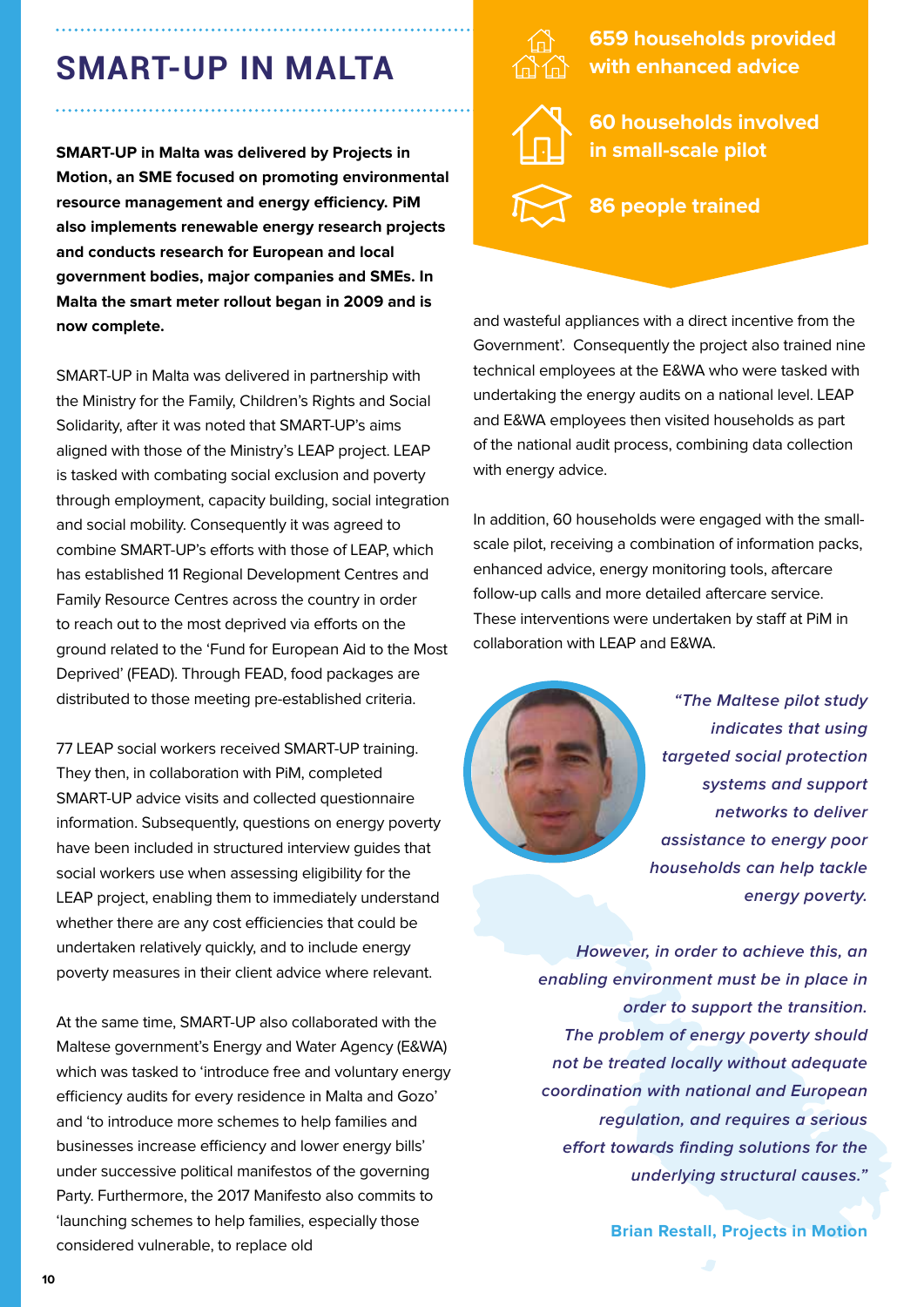# SMART-UP IN MALTA

**SMART-UP in Malta was delivered by Projects in Motion, an SME focused on promoting environmental resource management and energy efficiency. PiM also implements renewable energy research projects and conducts research for European and local government bodies, major companies and SMEs. In Malta the smart meter rollout began in 2009 and is now complete.**

SMART-UP in Malta was delivered in partnership with the Ministry for the Family, Children's Rights and Social Solidarity, after it was noted that SMART-UP's aims aligned with those of the Ministry's LEAP project. LEAP is tasked with combating social exclusion and poverty through employment, capacity building, social integration and social mobility. Consequently it was agreed to combine SMART-UP's efforts with those of LEAP, which has established 11 Regional Development Centres and Family Resource Centres across the country in order to reach out to the most deprived via efforts on the ground related to the 'Fund for European Aid to the Most Deprived' (FEAD). Through FEAD, food packages are distributed to those meeting pre-established criteria.

77 LEAP social workers received SMART-UP training. They then, in collaboration with PiM, completed SMART-UP advice visits and collected questionnaire information. Subsequently, questions on energy poverty have been included in structured interview guides that social workers use when assessing eligibility for the LEAP project, enabling them to immediately understand whether there are any cost efficiencies that could be undertaken relatively quickly, and to include energy poverty measures in their client advice where relevant.

At the same time, SMART-UP also collaborated with the Maltese government's Energy and Water Agency (E&WA) which was tasked to 'introduce free and voluntary energy efficiency audits for every residence in Malta and Gozo' and 'to introduce more schemes to help families and businesses increase efficiency and lower energy bills' under successive political manifestos of the governing Party. Furthermore, the 2017 Manifesto also commits to 'launching schemes to help families, especially those considered vulnerable, to replace old and wasteful appliances with a direct incentive from the Government'. Consequently the project also trained nine technical employees at the E&WA who were tasked with undertaking the energy audits on a national level. LEAP and E&WA employees then visited households as part of the national audit process, combining data collection with energy advice.

**659 households provided with enhanced advice**

**60 households involved in small-scale pilot**

**86 people trained**

In addition, 60 households were engaged with the small-scale pilot, receiving a combination of information packs, enhanced advice, energy monitoring tools, aftercare follow-up calls and more detailed aftercare service. These interventions were undertaken by staff at PiM in collaboration with LEAP and E&WA.

*"The Maltese pilot study indicates that using targeted social protection systems and support networks to deliver assistance to energy poor households can help tackle energy poverty.*

*However, in order to achieve this, an enabling environment must be in place in order to support the transition. The problem of energy poverty should not be treated locally without adequate coordination with national and European regulation, and requires a serious effort towards finding solutions for the underlying structural causes."*

**Brian Restall, Projects in Motion**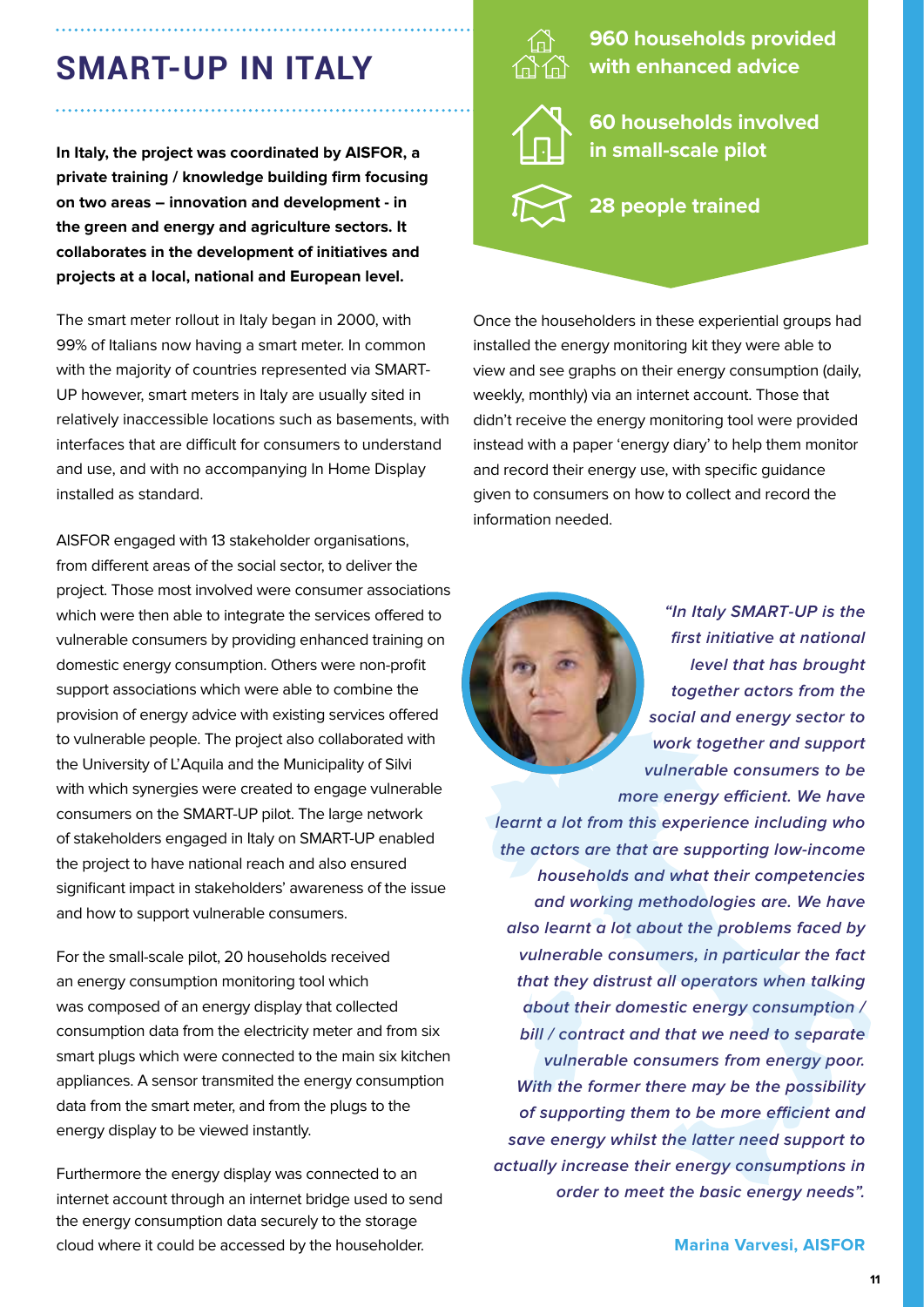# SMART-UP IN ITALY

**In Italy, the project was coordinated by AISFOR, a private training / knowledge building firm focusing on two areas – innovation and development - in the green and energy and agriculture sectors. It collaborates in the development of initiatives and projects at a local, national and European level.**

The smart meter rollout in Italy began in 2000, with 99% of Italians now having a smart meter. In common with the majority of countries represented via SMART-UP however, smart meters in Italy are usually sited in relatively inaccessible locations such as basements, with interfaces that are difficult for consumers to understand and use, and with no accompanying In Home Display installed as standard.

AISFOR engaged with 13 stakeholder organisations, from different areas of the social sector, to deliver the project. Those most involved were consumer associations which were then able to integrate the services offered to vulnerable consumers by providing enhanced training on domestic energy consumption. Others were non-profit support associations which were able to combine the provision of energy advice with existing services offered to vulnerable people. The project also collaborated with the University of L'Aquila and the Municipality of Silvi with which synergies were created to engage vulnerable consumers on the SMART-UP pilot. The large network of stakeholders engaged in Italy on SMART-UP enabled the project to have national reach and also ensured significant impact in stakeholders' awareness of the issue and how to support vulnerable consumers.

For the small-scale pilot, 20 households received an energy consumption monitoring tool which was composed of an energy display that collected consumption data from the electricity meter and from six smart plugs which were connected to the main six kitchen appliances. A sensor transmited the energy consumption data from the smart meter, and from the plugs to the energy display to be viewed instantly.

Furthermore the energy display was connected to an internet account through an internet bridge used to send the energy consumption data securely to the storage cloud where it could be accessed by the householder.

**960 households provided with enhanced advice**

**60 households involved in small-scale pilot**

**28 people trained**

Once the householders in these experiential groups had installed the energy monitoring kit they were able to view and see graphs on their energy consumption (daily, weekly, monthly) via an internet account. Those that didn't receive the energy monitoring tool were provided instead with a paper 'energy diary' to help them monitor and record their energy use, with specific guidance given to consumers on how to collect and record the information needed.

***"In Italy SMART-UP is the first initiative at national level that has brought together actors from the social and energy sector to work together and support vulnerable consumers to be more energy efficient. We have learnt a lot from this experience including who the actors are that are supporting low-income households and what their competencies and working methodologies are. We have also learnt a lot about the problems faced by vulnerable consumers, in particular the fact that they distrust all operators when talking about their domestic energy consumption / bill / contract and that we need to separate vulnerable consumers from energy poor. With the former there may be the possibility of supporting them to be more efficient and save energy whilst the latter need support to actually increase their energy consumptions in order to meet the basic energy needs".***

**Marina Varvesi, AISFOR**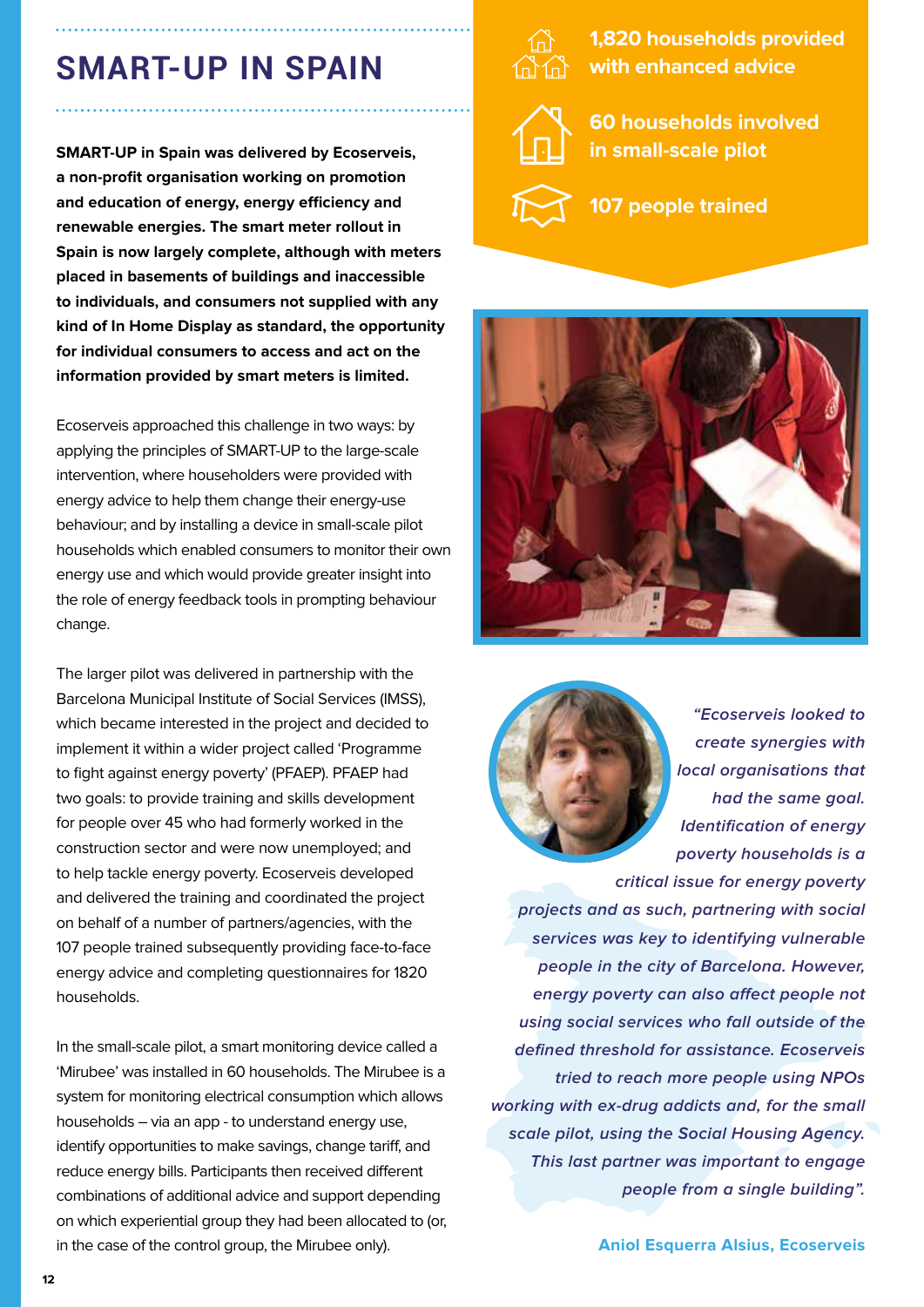# SMART-UP IN SPAIN

**SMART-UP in Spain was delivered by Ecoserveis, a non-profit organisation working on promotion and education of energy, energy efficiency and renewable energies. The smart meter rollout in Spain is now largely complete, although with meters placed in basements of buildings and inaccessible to individuals, and consumers not supplied with any kind of In Home Display as standard, the opportunity for individual consumers to access and act on the information provided by smart meters is limited.**

Ecoserveis approached this challenge in two ways: by applying the principles of SMART-UP to the large-scale intervention, where householders were provided with energy advice to help them change their energy-use behaviour; and by installing a device in small-scale pilot households which enabled consumers to monitor their own energy use and which would provide greater insight into the role of energy feedback tools in prompting behaviour change.

The larger pilot was delivered in partnership with the Barcelona Municipal Institute of Social Services (IMSS), which became interested in the project and decided to implement it within a wider project called 'Programme to fight against energy poverty' (PFAEP). PFAEP had two goals: to provide training and skills development for people over 45 who had formerly worked in the construction sector and were now unemployed; and to help tackle energy poverty. Ecoserveis developed and delivered the training and coordinated the project on behalf of a number of partners/agencies, with the 107 people trained subsequently providing face-to-face energy advice and completing questionnaires for 1820 households.

In the small-scale pilot, a smart monitoring device called a 'Mirubee' was installed in 60 households. The Mirubee is a system for monitoring electrical consumption which allows households – via an app - to understand energy use, identify opportunities to make savings, change tariff, and reduce energy bills. Participants then received different combinations of additional advice and support depending on which experiential group they had been allocated to (or, in the case of the control group, the Mirubee only).

**1,820 households provided with enhanced advice**

**60 households involved in small-scale pilot**

**107 people trained**

*"Ecoserveis looked to create synergies with local organisations that had the same goal. Identification of energy poverty households is a critical issue for energy poverty projects and as such, partnering with social services was key to identifying vulnerable people in the city of Barcelona. However, energy poverty can also affect people not using social services who fall outside of the defined threshold for assistance. Ecoserveis tried to reach more people using NPOs working with ex-drug addicts and, for the small scale pilot, using the Social Housing Agency. This last partner was important to engage people from a single building".*

**Aniol Esquerra Alsius, Ecoserveis**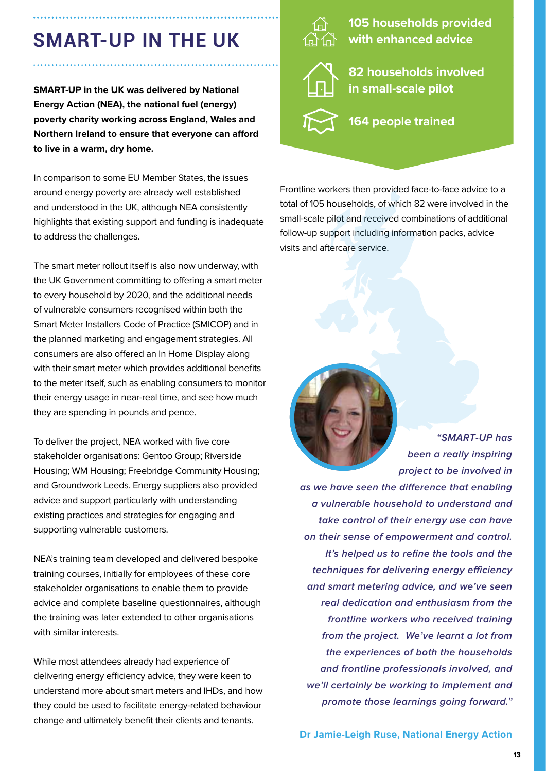# SMART-UP IN THE UK

**SMART-UP in the UK was delivered by National Energy Action (NEA), the national fuel (energy) poverty charity working across England, Wales and Northern Ireland to ensure that everyone can afford to live in a warm, dry home.**

In comparison to some EU Member States, the issues around energy poverty are already well established and understood in the UK, although NEA consistently highlights that existing support and funding is inadequate to address the challenges.

The smart meter rollout itself is also now underway, with the UK Government committing to offering a smart meter to every household by 2020, and the additional needs of vulnerable consumers recognised within both the Smart Meter Installers Code of Practice (SMICOP) and in the planned marketing and engagement strategies. All consumers are also offered an In Home Display along with their smart meter which provides additional benefits to the meter itself, such as enabling consumers to monitor their energy usage in near-real time, and see how much they are spending in pounds and pence.

To deliver the project, NEA worked with five core stakeholder organisations: Gentoo Group; Riverside Housing; WM Housing; Freebridge Community Housing; and Groundwork Leeds. Energy suppliers also provided advice and support particularly with understanding existing practices and strategies for engaging and supporting vulnerable customers.

NEA's training team developed and delivered bespoke training courses, initially for employees of these core stakeholder organisations to enable them to provide advice and complete baseline questionnaires, although the training was later extended to other organisations with similar interests.

While most attendees already had experience of delivering energy efficiency advice, they were keen to understand more about smart meters and IHDs, and how they could be used to facilitate energy-related behaviour change and ultimately benefit their clients and tenants.

**105 households provided with enhanced advice**

**82 households involved in small-scale pilot**

**164 people trained**

Frontline workers then provided face-to-face advice to a total of 105 households, of which 82 were involved in the small-scale pilot and received combinations of additional follow-up support including information packs, advice visits and aftercare service.

***"SMART-UP has been a really inspiring project to be involved in as we have seen the difference that enabling a vulnerable household to understand and take control of their energy use can have on their sense of empowerment and control. It's helped us to refine the tools and the techniques for delivering energy efficiency and smart metering advice, and we've seen real dedication and enthusiasm from the frontline workers who received training from the project. We've learnt a lot from the experiences of both the households and frontline professionals involved, and we'll certainly be working to implement and promote those learnings going forward."***

**Dr Jamie-Leigh Ruse, National Energy Action**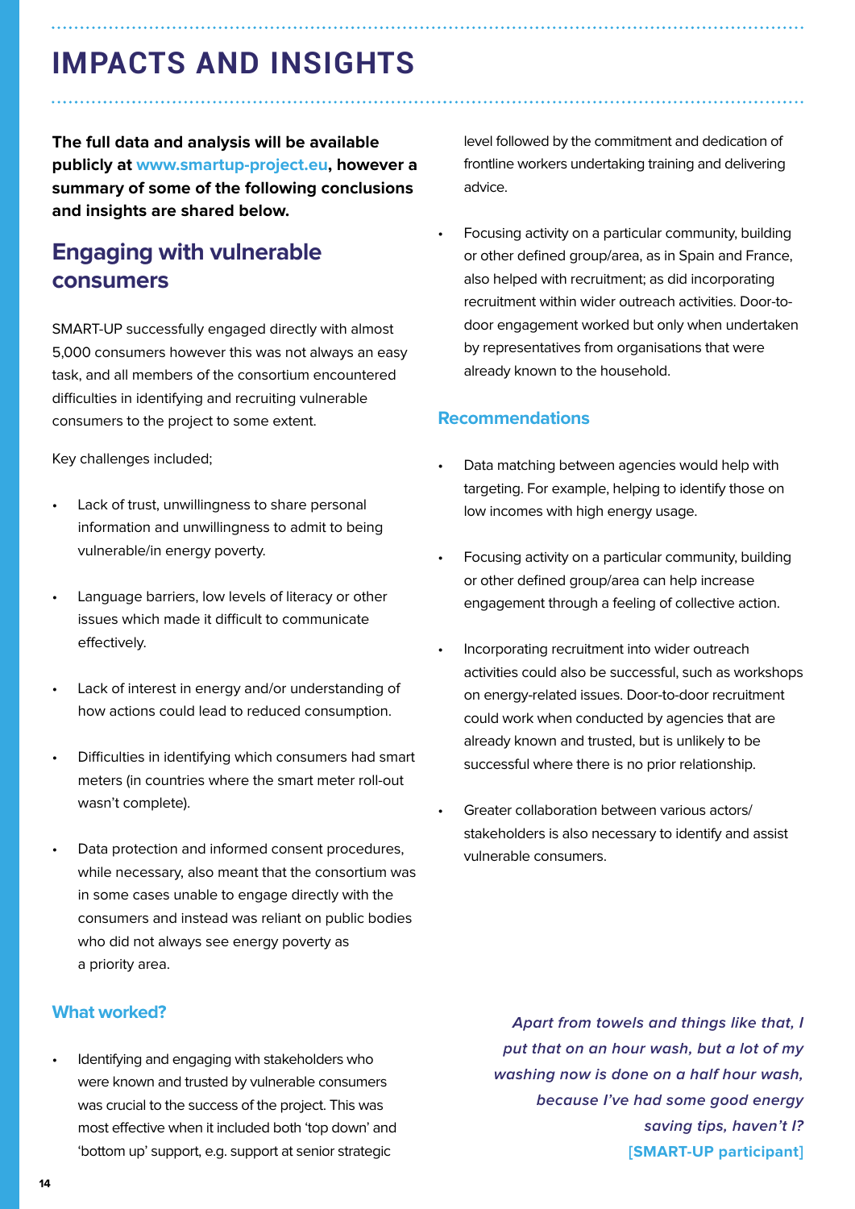# IMPACTS AND INSIGHTS

**The full data and analysis will be available publicly at www.smartup-project.eu, however a summary of some of the following conclusions and insights are shared below.**

## Engaging with vulnerable consumers

SMART-UP successfully engaged directly with almost 5,000 consumers however this was not always an easy task, and all members of the consortium encountered difficulties in identifying and recruiting vulnerable consumers to the project to some extent.

Key challenges included;

- Lack of trust, unwillingness to share personal information and unwillingness to admit to being vulnerable/in energy poverty.
- Language barriers, low levels of literacy or other issues which made it difficult to communicate effectively.
- Lack of interest in energy and/or understanding of how actions could lead to reduced consumption.
- Difficulties in identifying which consumers had smart meters (in countries where the smart meter roll-out wasn't complete).
- Data protection and informed consent procedures, while necessary, also meant that the consortium was in some cases unable to engage directly with the consumers and instead was reliant on public bodies who did not always see energy poverty as a priority area.

### What worked?

- Identifying and engaging with stakeholders who were known and trusted by vulnerable consumers was crucial to the success of the project. This was most effective when it included both 'top down' and 'bottom up' support, e.g. support at senior strategic level followed by the commitment and dedication of frontline workers undertaking training and delivering advice.
- Focusing activity on a particular community, building or other defined group/area, as in Spain and France, also helped with recruitment; as did incorporating recruitment within wider outreach activities. Door-to-door engagement worked but only when undertaken by representatives from organisations that were already known to the household.

### Recommendations

- Data matching between agencies would help with targeting. For example, helping to identify those on low incomes with high energy usage.
- Focusing activity on a particular community, building or other defined group/area can help increase engagement through a feeling of collective action.
- Incorporating recruitment into wider outreach activities could also be successful, such as workshops on energy-related issues. Door-to-door recruitment could work when conducted by agencies that are already known and trusted, but is unlikely to be successful where there is no prior relationship.
- Greater collaboration between various actors/ stakeholders is also necessary to identify and assist vulnerable consumers.

*Apart from towels and things like that, I put that on an hour wash, but a lot of my washing now is done on a half hour wash, because I've had some good energy saving tips, haven't I?*
**[SMART-UP participant]**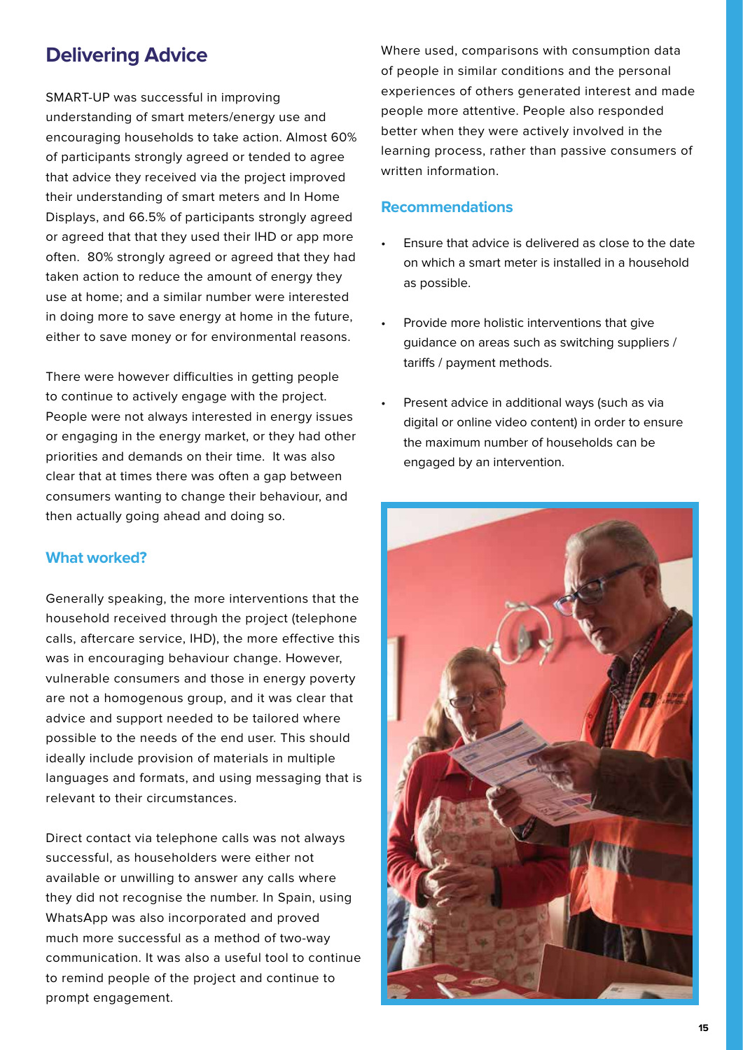## Delivering Advice

SMART-UP was successful in improving understanding of smart meters/energy use and encouraging households to take action. Almost 60% of participants strongly agreed or tended to agree that advice they received via the project improved their understanding of smart meters and In Home Displays, and 66.5% of participants strongly agreed or agreed that that they used their IHD or app more often. 80% strongly agreed or agreed that they had taken action to reduce the amount of energy they use at home; and a similar number were interested in doing more to save energy at home in the future, either to save money or for environmental reasons.

There were however difficulties in getting people to continue to actively engage with the project. People were not always interested in energy issues or engaging in the energy market, or they had other priorities and demands on their time. It was also clear that at times there was often a gap between consumers wanting to change their behaviour, and then actually going ahead and doing so.

### What worked?

Generally speaking, the more interventions that the household received through the project (telephone calls, aftercare service, IHD), the more effective this was in encouraging behaviour change. However, vulnerable consumers and those in energy poverty are not a homogenous group, and it was clear that advice and support needed to be tailored where possible to the needs of the end user. This should ideally include provision of materials in multiple languages and formats, and using messaging that is relevant to their circumstances.

Direct contact via telephone calls was not always successful, as householders were either not available or unwilling to answer any calls where they did not recognise the number. In Spain, using WhatsApp was also incorporated and proved much more successful as a method of two-way communication. It was also a useful tool to continue to remind people of the project and continue to prompt engagement.

Where used, comparisons with consumption data of people in similar conditions and the personal experiences of others generated interest and made people more attentive. People also responded better when they were actively involved in the learning process, rather than passive consumers of written information.

### Recommendations

- Ensure that advice is delivered as close to the date on which a smart meter is installed in a household as possible.
- Provide more holistic interventions that give guidance on areas such as switching suppliers / tariffs / payment methods.
- Present advice in additional ways (such as via digital or online video content) in order to ensure the maximum number of households can be engaged by an intervention.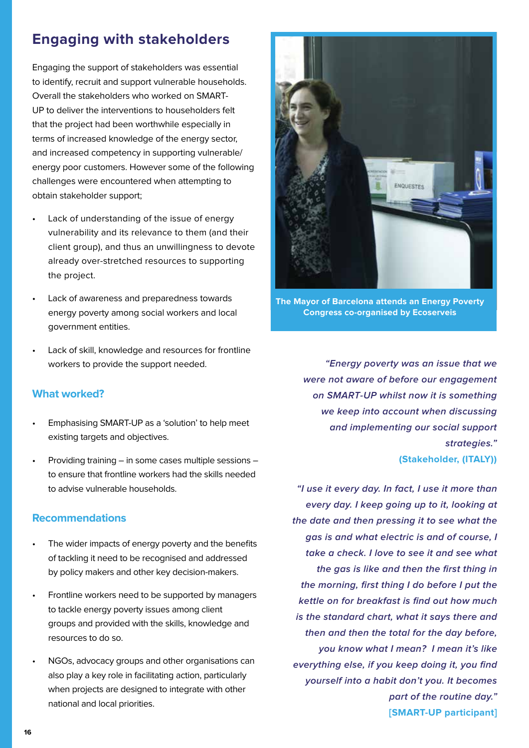## Engaging with stakeholders

Engaging the support of stakeholders was essential to identify, recruit and support vulnerable households. Overall the stakeholders who worked on SMART-UP to deliver the interventions to householders felt that the project had been worthwhile especially in terms of increased knowledge of the energy sector, and increased competency in supporting vulnerable/energy poor customers. However some of the following challenges were encountered when attempting to obtain stakeholder support;

- Lack of understanding of the issue of energy vulnerability and its relevance to them (and their client group), and thus an unwillingness to devote already over-stretched resources to supporting the project.
- Lack of awareness and preparedness towards energy poverty among social workers and local government entities.
- Lack of skill, knowledge and resources for frontline workers to provide the support needed.

### What worked?

- Emphasising SMART-UP as a 'solution' to help meet existing targets and objectives.
- Providing training – in some cases multiple sessions – to ensure that frontline workers had the skills needed to advise vulnerable households.

### Recommendations

- The wider impacts of energy poverty and the benefits of tackling it need to be recognised and addressed by policy makers and other key decision-makers.
- Frontline workers need to be supported by managers to tackle energy poverty issues among client groups and provided with the skills, knowledge and resources to do so.
- NGOs, advocacy groups and other organisations can also play a key role in facilitating action, particularly when projects are designed to integrate with other national and local priorities.

**The Mayor of Barcelona attends an Energy Poverty Congress co-organised by Ecoserveis**

*"Energy poverty was an issue that we were not aware of before our engagement on SMART-UP whilst now it is something we keep into account when discussing and implementing our social support strategies."*
**(Stakeholder, (ITALY))**

*"I use it every day. In fact, I use it more than every day. I keep going up to it, looking at the date and then pressing it to see what the gas is and what electric is and of course, I take a check. I love to see it and see what the gas is like and then the first thing in the morning, first thing I do before I put the kettle on for breakfast is find out how much is the standard chart, what it says there and then and then the total for the day before, you know what I mean? I mean it's like everything else, if you keep doing it, you find yourself into a habit don't you. It becomes part of the routine day."*
**[SMART-UP participant]**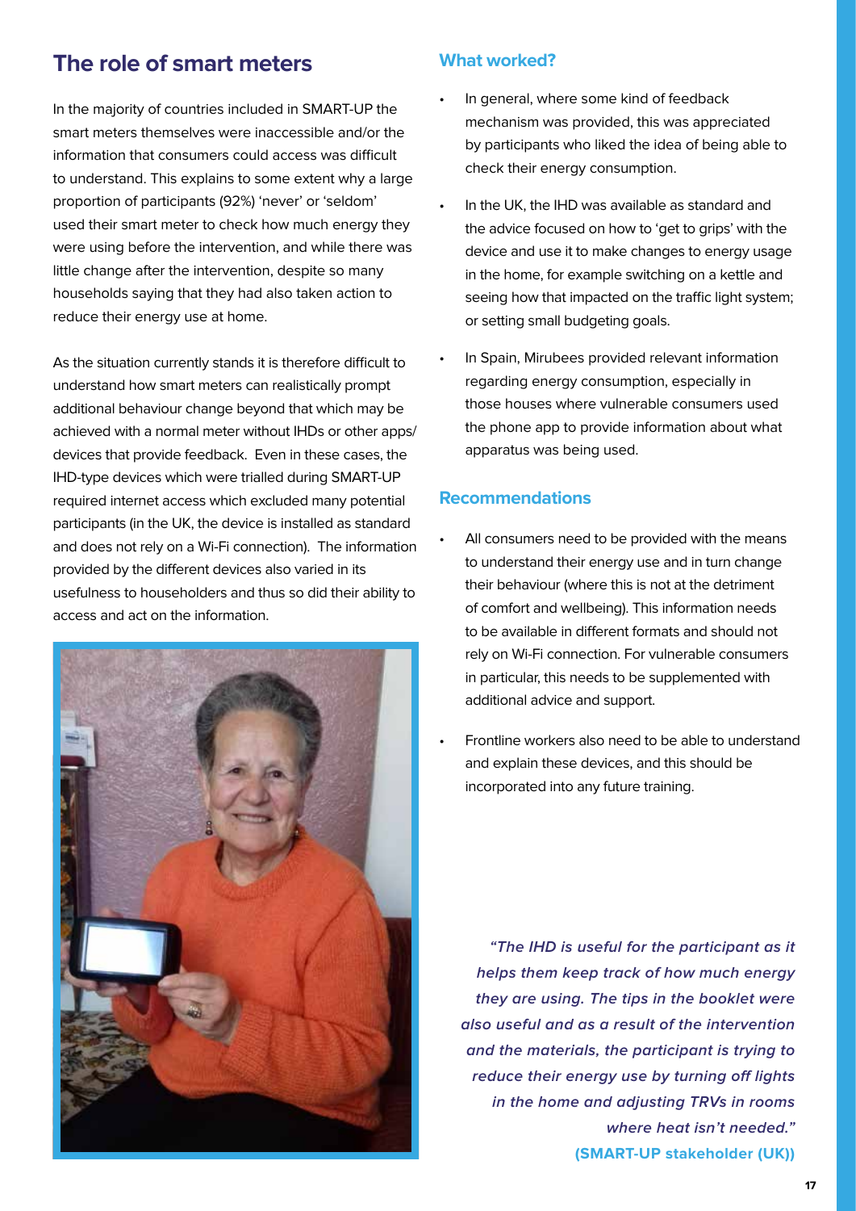## The role of smart meters

In the majority of countries included in SMART-UP the smart meters themselves were inaccessible and/or the information that consumers could access was difficult to understand. This explains to some extent why a large proportion of participants (92%) 'never' or 'seldom' used their smart meter to check how much energy they were using before the intervention, and while there was little change after the intervention, despite so many households saying that they had also taken action to reduce their energy use at home.

As the situation currently stands it is therefore difficult to understand how smart meters can realistically prompt additional behaviour change beyond that which may be achieved with a normal meter without IHDs or other apps/ devices that provide feedback. Even in these cases, the IHD-type devices which were trialled during SMART-UP required internet access which excluded many potential participants (in the UK, the device is installed as standard and does not rely on a Wi-Fi connection). The information provided by the different devices also varied in its usefulness to householders and thus so did their ability to access and act on the information.

### What worked?

- In general, where some kind of feedback mechanism was provided, this was appreciated by participants who liked the idea of being able to check their energy consumption.
- In the UK, the IHD was available as standard and the advice focused on how to 'get to grips' with the device and use it to make changes to energy usage in the home, for example switching on a kettle and seeing how that impacted on the traffic light system; or setting small budgeting goals.
- In Spain, Mirubees provided relevant information regarding energy consumption, especially in those houses where vulnerable consumers used the phone app to provide information about what apparatus was being used.

### Recommendations

- All consumers need to be provided with the means to understand their energy use and in turn change their behaviour (where this is not at the detriment of comfort and wellbeing). This information needs to be available in different formats and should not rely on Wi-Fi connection. For vulnerable consumers in particular, this needs to be supplemented with additional advice and support.
- Frontline workers also need to be able to understand and explain these devices, and this should be incorporated into any future training.

***"The IHD is useful for the participant as it helps them keep track of how much energy they are using. The tips in the booklet were also useful and as a result of the intervention and the materials, the participant is trying to reduce their energy use by turning off lights in the home and adjusting TRVs in rooms where heat isn't needed."***
**(SMART-UP stakeholder (UK))**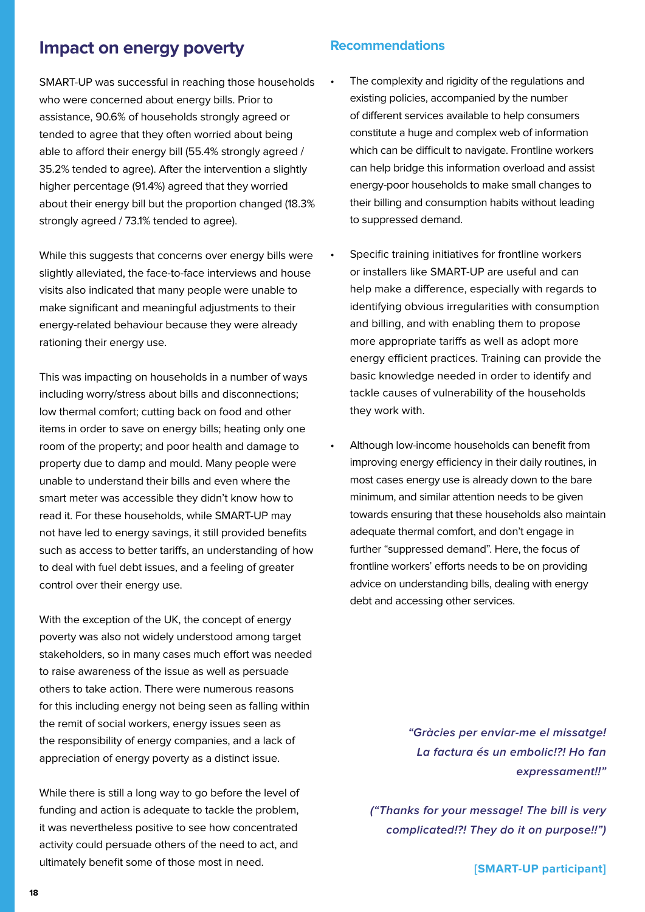## Impact on energy poverty

SMART-UP was successful in reaching those households who were concerned about energy bills. Prior to assistance, 90.6% of households strongly agreed or tended to agree that they often worried about being able to afford their energy bill (55.4% strongly agreed / 35.2% tended to agree). After the intervention a slightly higher percentage (91.4%) agreed that they worried about their energy bill but the proportion changed (18.3% strongly agreed / 73.1% tended to agree).

While this suggests that concerns over energy bills were slightly alleviated, the face-to-face interviews and house visits also indicated that many people were unable to make significant and meaningful adjustments to their energy-related behaviour because they were already rationing their energy use.

This was impacting on households in a number of ways including worry/stress about bills and disconnections; low thermal comfort; cutting back on food and other items in order to save on energy bills; heating only one room of the property; and poor health and damage to property due to damp and mould. Many people were unable to understand their bills and even where the smart meter was accessible they didn't know how to read it. For these households, while SMART-UP may not have led to energy savings, it still provided benefits such as access to better tariffs, an understanding of how to deal with fuel debt issues, and a feeling of greater control over their energy use.

With the exception of the UK, the concept of energy poverty was also not widely understood among target stakeholders, so in many cases much effort was needed to raise awareness of the issue as well as persuade others to take action. There were numerous reasons for this including energy not being seen as falling within the remit of social workers, energy issues seen as the responsibility of energy companies, and a lack of appreciation of energy poverty as a distinct issue.

While there is still a long way to go before the level of funding and action is adequate to tackle the problem, it was nevertheless positive to see how concentrated activity could persuade others of the need to act, and ultimately benefit some of those most in need.

### Recommendations

- The complexity and rigidity of the regulations and existing policies, accompanied by the number of different services available to help consumers constitute a huge and complex web of information which can be difficult to navigate. Frontline workers can help bridge this information overload and assist energy-poor households to make small changes to their billing and consumption habits without leading to suppressed demand.

- Specific training initiatives for frontline workers or installers like SMART-UP are useful and can help make a difference, especially with regards to identifying obvious irregularities with consumption and billing, and with enabling them to propose more appropriate tariffs as well as adopt more energy efficient practices. Training can provide the basic knowledge needed in order to identify and tackle causes of vulnerability of the households they work with.

- Although low-income households can benefit from improving energy efficiency in their daily routines, in most cases energy use is already down to the bare minimum, and similar attention needs to be given towards ensuring that these households also maintain adequate thermal comfort, and don't engage in further "suppressed demand". Here, the focus of frontline workers' efforts needs to be on providing advice on understanding bills, dealing with energy debt and accessing other services.

> ***"Gràcies per enviar-me el missatge! La factura és un embolic!?! Ho fan expressament!!"***
>
> ***("Thanks for your message! The bill is very complicated!?! They do it on purpose!!")***
>
> **[SMART-UP participant]**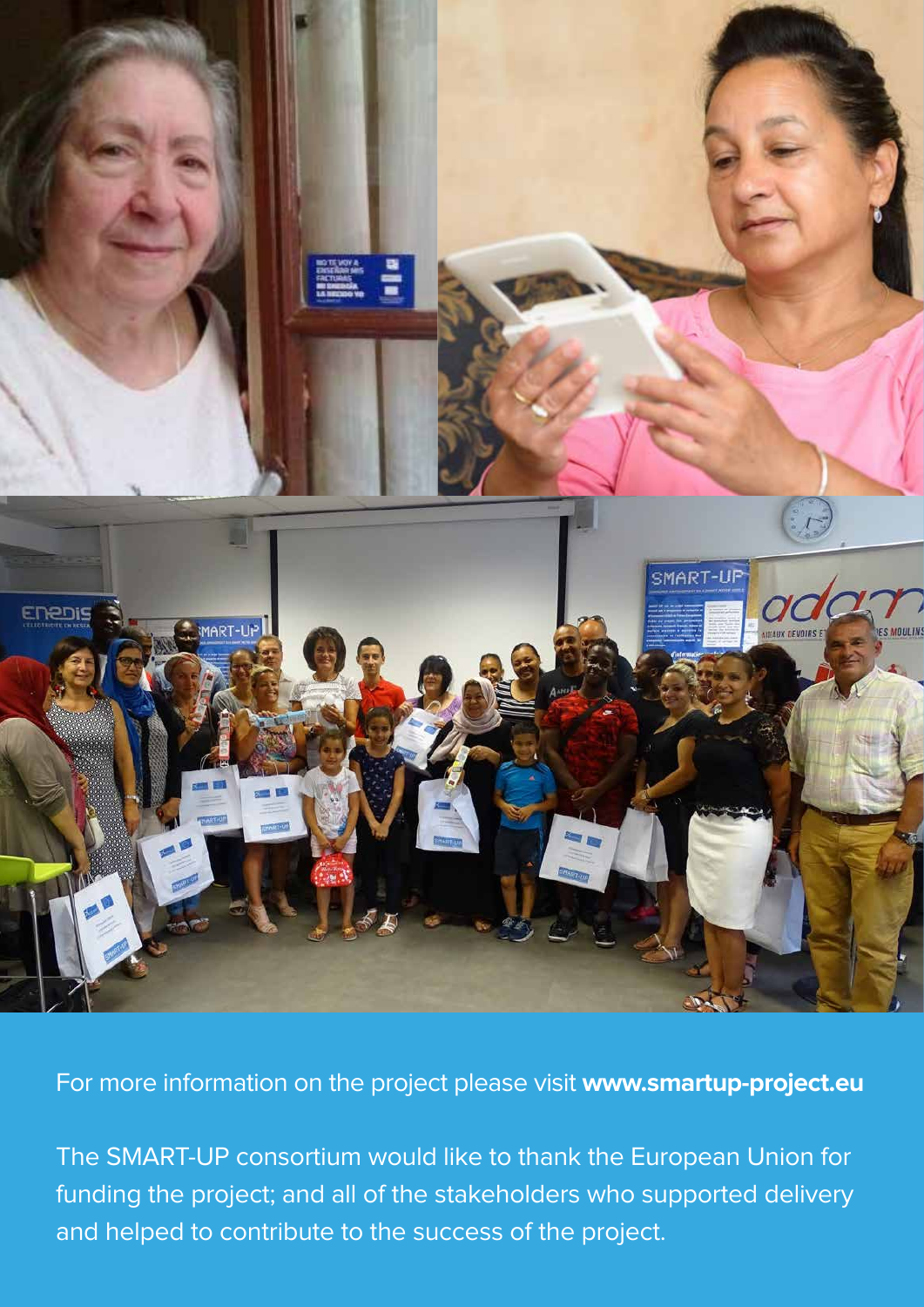For more information on the project please visit **www.smartup-project.eu**

The SMART-UP consortium would like to thank the European Union for funding the project; and all of the stakeholders who supported delivery and helped to contribute to the success of the project.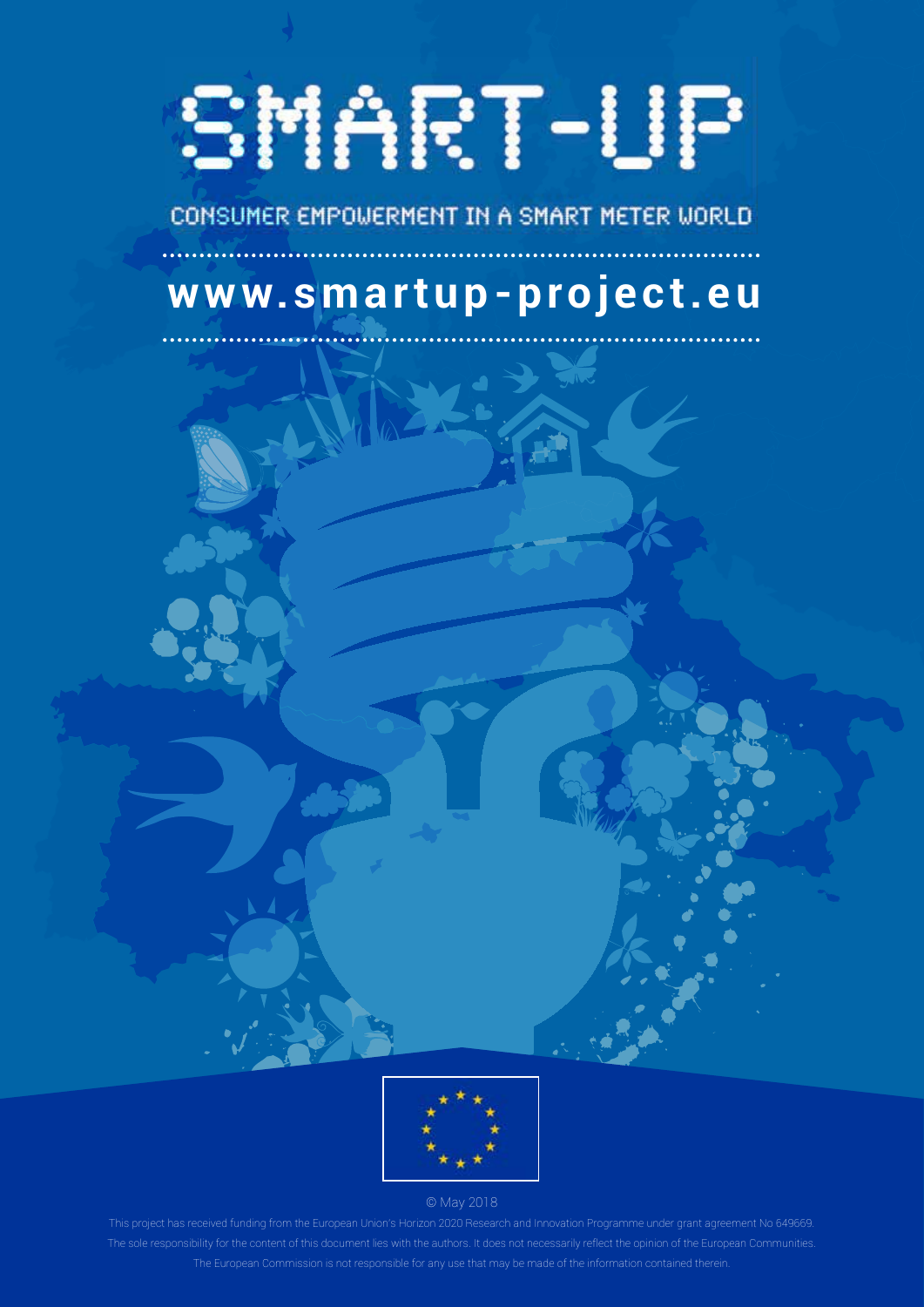# SMART-UP

CONSUMER EMPOWERMENT IN A SMART METER WORLD

**www.smartup-project.eu**

© May 2018

This project has received funding from the European Union's Horizon 2020 Research and Innovation Programme under grant agreement No 649669.
The sole responsibility for the content of this document lies with the authors. It does not necessarily reflect the opinion of the European Communities.
The European Commission is not responsible for any use that may be made of the information contained therein.